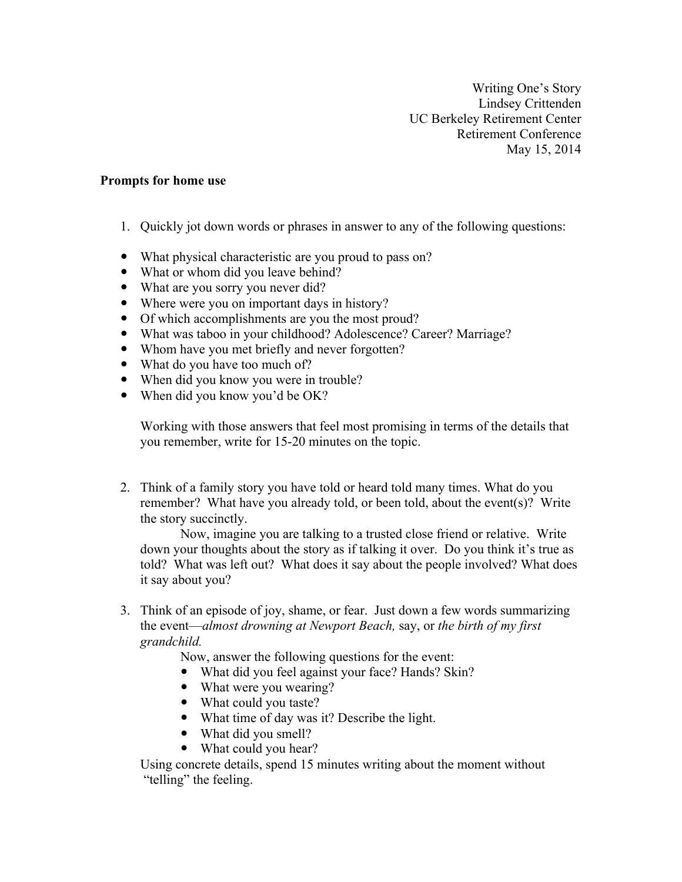Writing One's Story
Lindsey Crittenden
UC Berkeley Retirement Center
Retirement Conference
May 15, 2014

**Prompts for home use**

1. Quickly jot down words or phrases in answer to any of the following questions:

- What physical characteristic are you proud to pass on?
- What or whom did you leave behind?
- What are you sorry you never did?
- Where were you on important days in history?
- Of which accomplishments are you the most proud?
- What was taboo in your childhood? Adolescence? Career? Marriage?
- Whom have you met briefly and never forgotten?
- What do you have too much of?
- When did you know you were in trouble?
- When did you know you'd be OK?

   Working with those answers that feel most promising in terms of the details that you remember, write for 15-20 minutes on the topic.

2. Think of a family story you have told or heard told many times. What do you remember? What have you already told, or been told, about the event(s)? Write the story succinctly.

   Now, imagine you are talking to a trusted close friend or relative. Write down your thoughts about the story as if talking it over. Do you think it's true as told? What was left out? What does it say about the people involved? What does it say about you?

3. Think of an episode of joy, shame, or fear. Just down a few words summarizing the event—*almost drowning at Newport Beach,* say, or *the birth of my first grandchild.*

   Now, answer the following questions for the event:
   - What did you feel against your face? Hands? Skin?
   - What were you wearing?
   - What could you taste?
   - What time of day was it? Describe the light.
   - What did you smell?
   - What could you hear?

   Using concrete details, spend 15 minutes writing about the moment without "telling" the feeling.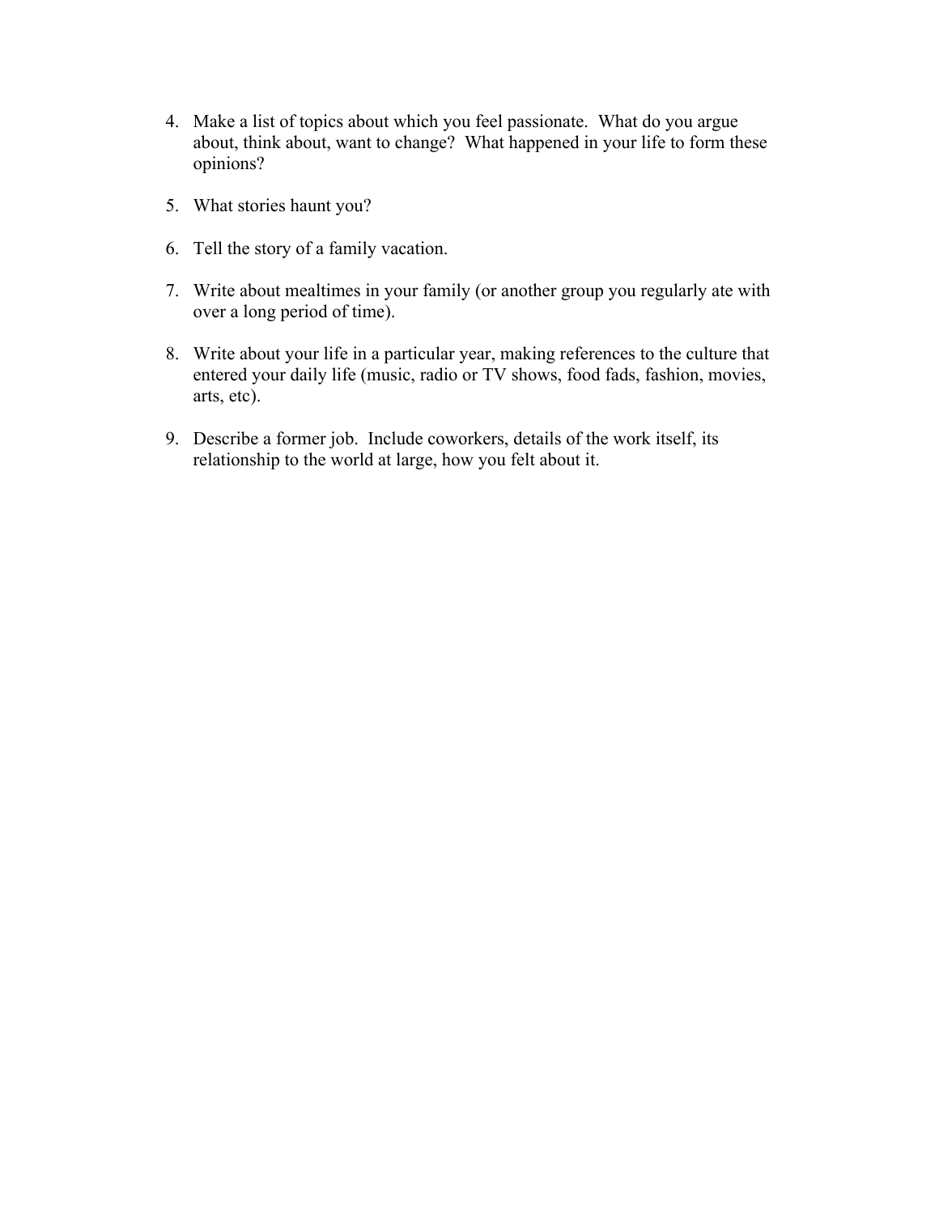4. Make a list of topics about which you feel passionate.  What do you argue about, think about, want to change?  What happened in your life to form these opinions?

5. What stories haunt you?

6. Tell the story of a family vacation.

7. Write about mealtimes in your family (or another group you regularly ate with over a long period of time).

8. Write about your life in a particular year, making references to the culture that entered your daily life (music, radio or TV shows, food fads, fashion, movies, arts, etc).

9. Describe a former job.  Include coworkers, details of the work itself, its relationship to the world at large, how you felt about it.